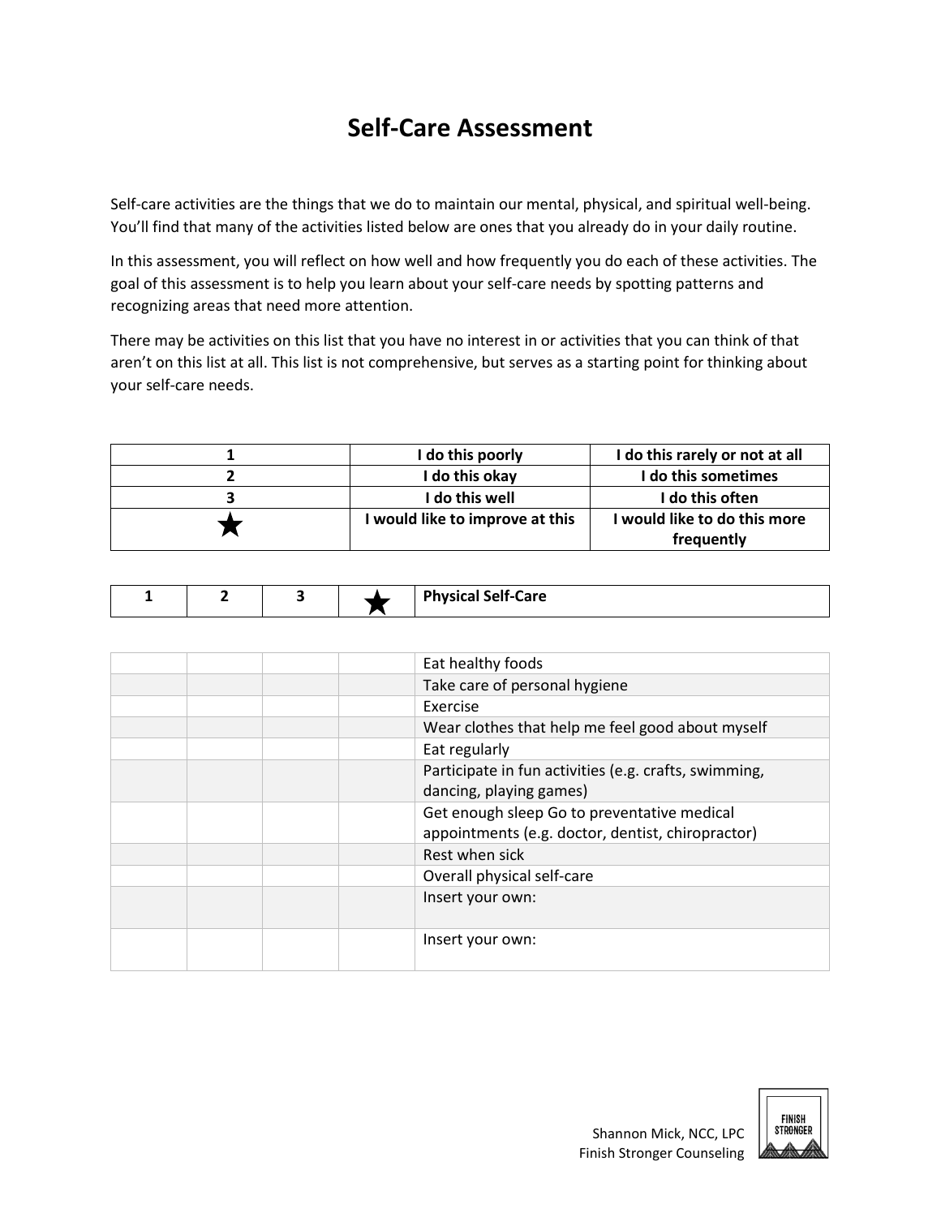# Self-Care Assessment

Self-care activities are the things that we do to maintain our mental, physical, and spiritual well-being. You'll find that many of the activities listed below are ones that you already do in your daily routine.

In this assessment, you will reflect on how well and how frequently you do each of these activities. The goal of this assessment is to help you learn about your self-care needs by spotting patterns and recognizing areas that need more attention.

There may be activities on this list that you have no interest in or activities that you can think of that aren't on this list at all. This list is not comprehensive, but serves as a starting point for thinking about your self-care needs.

| | | |
|---|---|---|
| **1** | **I do this poorly** | **I do this rarely or not at all** |
| **2** | **I do this okay** | **I do this sometimes** |
| **3** | **I do this well** | **I do this often** |
| ★ | **I would like to improve at this** | **I would like to do this more frequently** |

| **1** | **2** | **3** | ★ | **Physical Self-Care** |
|---|---|---|---|---|
| | | | | Eat healthy foods |
| | | | | Take care of personal hygiene |
| | | | | Exercise |
| | | | | Wear clothes that help me feel good about myself |
| | | | | Eat regularly |
| | | | | Participate in fun activities (e.g. crafts, swimming, dancing, playing games) |
| | | | | Get enough sleep Go to preventative medical appointments (e.g. doctor, dentist, chiropractor) |
| | | | | Rest when sick |
| | | | | Overall physical self-care |
| | | | | Insert your own: |
| | | | | Insert your own: |

Shannon Mick, NCC, LPC
Finish Stronger Counseling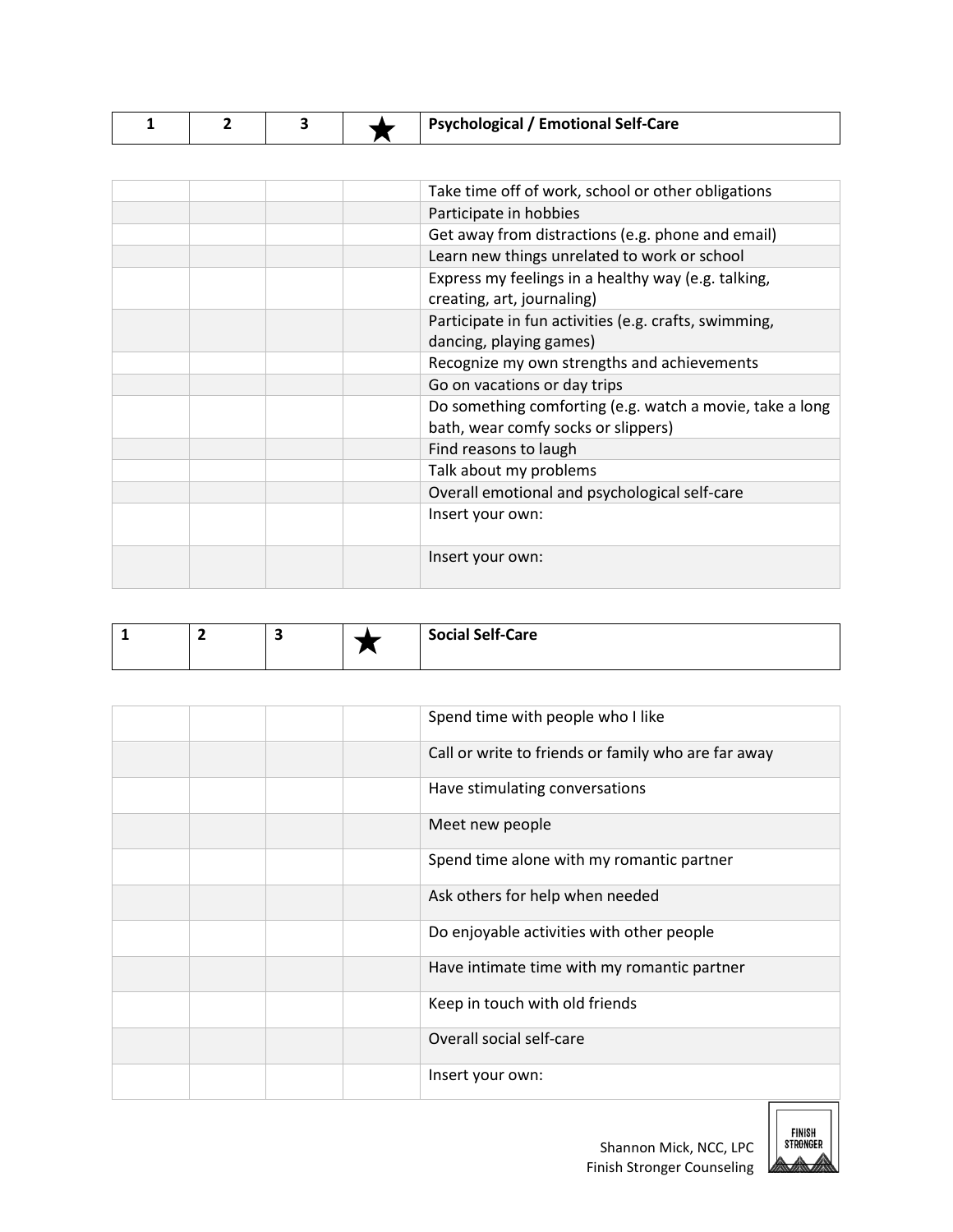| 1 | 2 | 3 | ★ | Psychological / Emotional Self-Care |
|---|---|---|---|---|
| | | | | Take time off of work, school or other obligations |
| | | | | Participate in hobbies |
| | | | | Get away from distractions (e.g. phone and email) |
| | | | | Learn new things unrelated to work or school |
| | | | | Express my feelings in a healthy way (e.g. talking, creating, art, journaling) |
| | | | | Participate in fun activities (e.g. crafts, swimming, dancing, playing games) |
| | | | | Recognize my own strengths and achievements |
| | | | | Go on vacations or day trips |
| | | | | Do something comforting (e.g. watch a movie, take a long bath, wear comfy socks or slippers) |
| | | | | Find reasons to laugh |
| | | | | Talk about my problems |
| | | | | Overall emotional and psychological self-care |
| | | | | Insert your own: |
| | | | | Insert your own: |

| 1 | 2 | 3 | ★ | Social Self-Care |
|---|---|---|---|---|
| | | | | Spend time with people who I like |
| | | | | Call or write to friends or family who are far away |
| | | | | Have stimulating conversations |
| | | | | Meet new people |
| | | | | Spend time alone with my romantic partner |
| | | | | Ask others for help when needed |
| | | | | Do enjoyable activities with other people |
| | | | | Have intimate time with my romantic partner |
| | | | | Keep in touch with old friends |
| | | | | Overall social self-care |
| | | | | Insert your own: |

Shannon Mick, NCC, LPC
Finish Stronger Counseling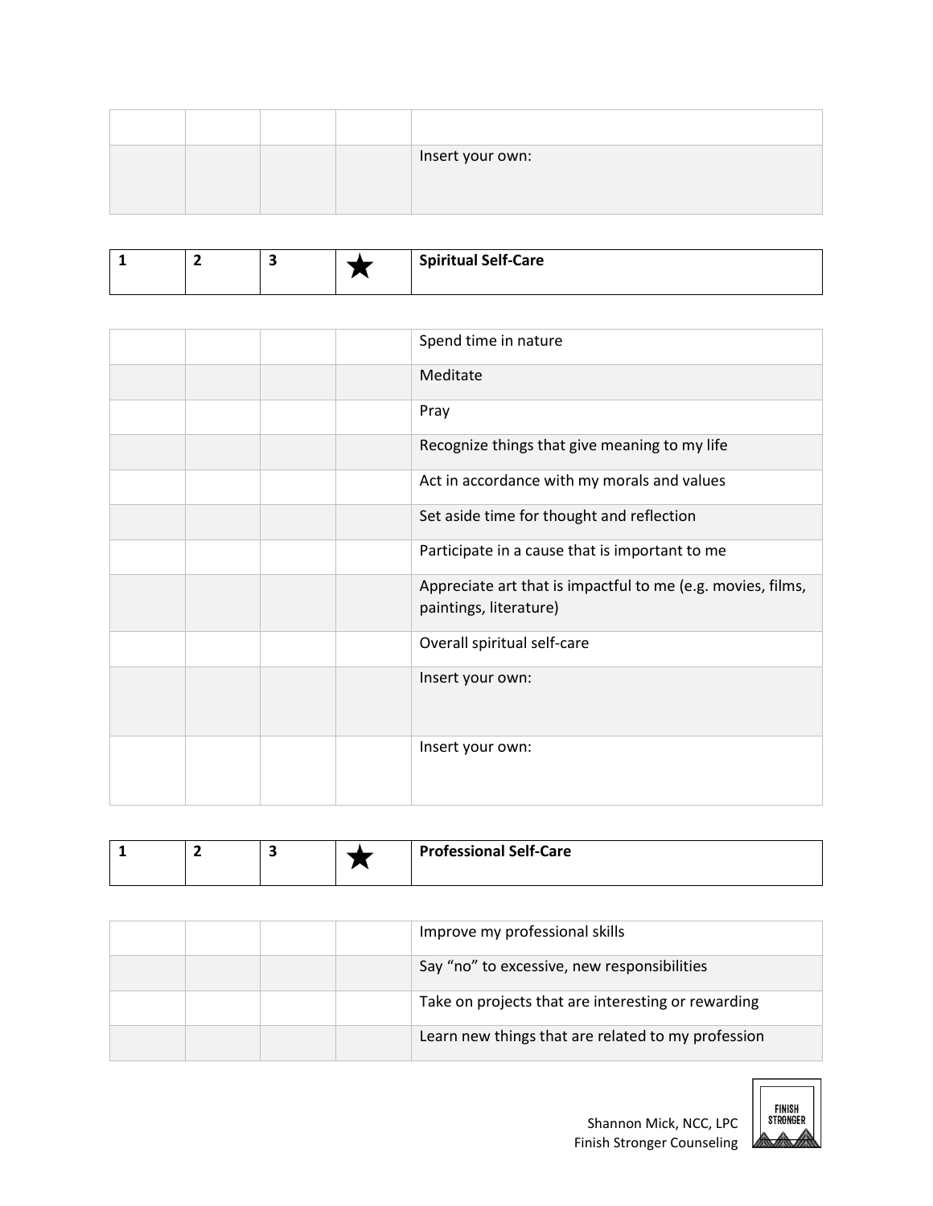| | | | | |
|---|---|---|---|---|
| | | | | |
| | | | | Insert your own: |

| 1 | 2 | 3 | ★ | Spiritual Self-Care |
|---|---|---|---|---|
| | | | | Spend time in nature |
| | | | | Meditate |
| | | | | Pray |
| | | | | Recognize things that give meaning to my life |
| | | | | Act in accordance with my morals and values |
| | | | | Set aside time for thought and reflection |
| | | | | Participate in a cause that is important to me |
| | | | | Appreciate art that is impactful to me (e.g. movies, films, paintings, literature) |
| | | | | Overall spiritual self-care |
| | | | | Insert your own: |
| | | | | Insert your own: |

| 1 | 2 | 3 | ★ | Professional Self-Care |
|---|---|---|---|---|
| | | | | Improve my professional skills |
| | | | | Say "no" to excessive, new responsibilities |
| | | | | Take on projects that are interesting or rewarding |
| | | | | Learn new things that are related to my profession |

Shannon Mick, NCC, LPC
Finish Stronger Counseling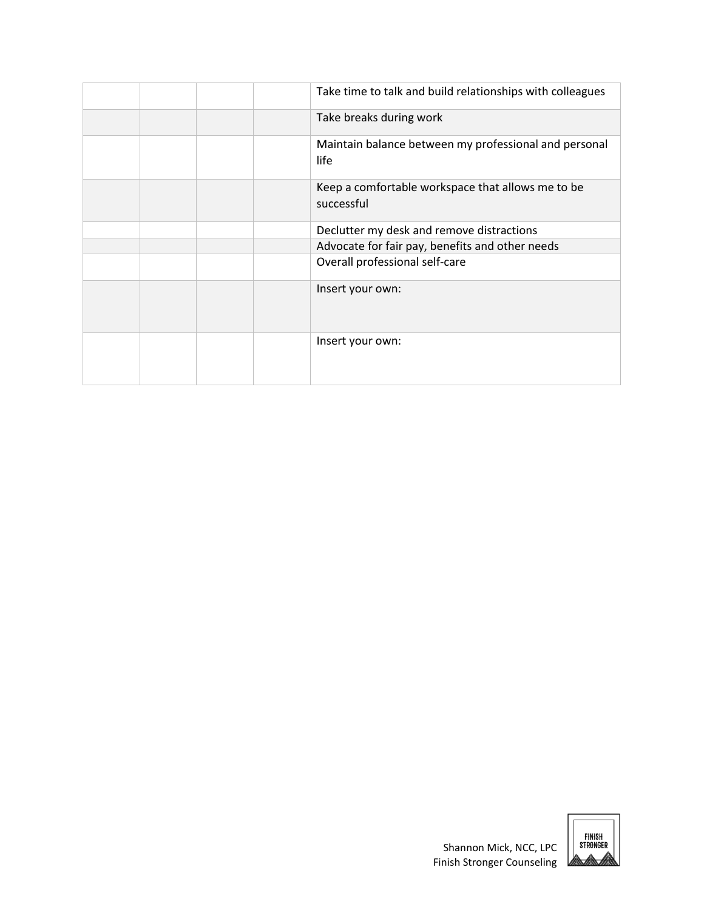| | | | | |
|---|---|---|---|---|
| | | | | Take time to talk and build relationships with colleagues |
| | | | | Take breaks during work |
| | | | | Maintain balance between my professional and personal life |
| | | | | Keep a comfortable workspace that allows me to be successful |
| | | | | Declutter my desk and remove distractions |
| | | | | Advocate for fair pay, benefits and other needs |
| | | | | Overall professional self-care |
| | | | | Insert your own: |
| | | | | Insert your own: |

Shannon Mick, NCC, LPC
Finish Stronger Counseling

FINISH STRONGER